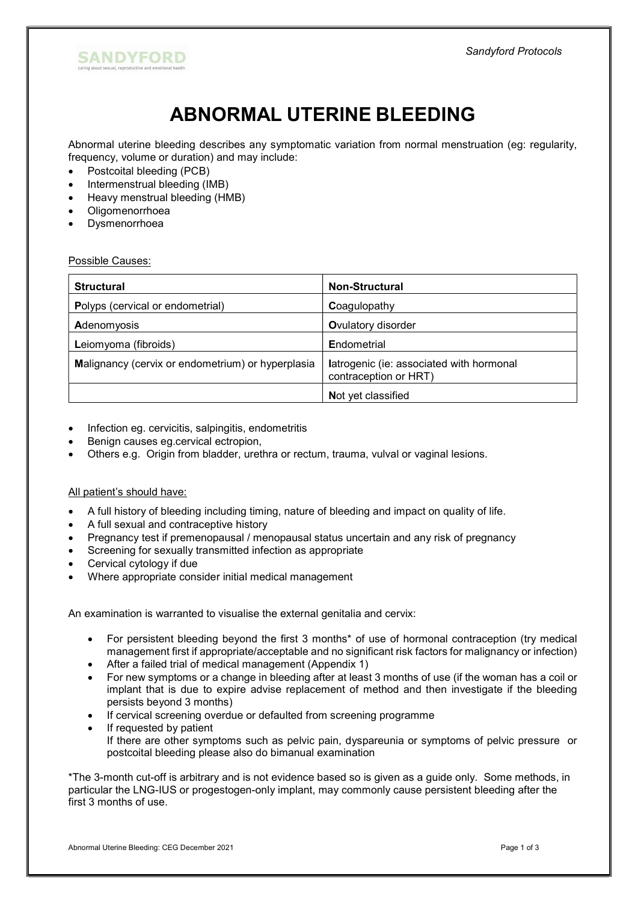# ABNORMAL UTERINE BLEEDING

Abnormal uterine bleeding describes any symptomatic variation from normal menstruation (eg: regularity, frequency, volume or duration) and may include:

- Postcoital bleeding (PCB)
- Intermenstrual bleeding (IMB)
- Heavy menstrual bleeding (HMB)
- Oligomenorrhoea
- Dysmenorrhoea

Possible Causes:

| **Structural** | **Non-Structural** |
| --- | --- |
| **P**olyps (cervical or endometrial) | **C**oagulopathy |
| **A**denomyosis | **O**vulatory disorder |
| **L**eiomyoma (fibroids) | **E**ndometrial |
| **M**alignancy (cervix or endometrium) or hyperplasia | **I**atrogenic (ie: associated with hormonal contraception or HRT) |
| | **N**ot yet classified |

- Infection eg. cervicitis, salpingitis, endometritis
- Benign causes eg.cervical ectropion,
- Others e.g. Origin from bladder, urethra or rectum, trauma, vulval or vaginal lesions.

All patient's should have:

- A full history of bleeding including timing, nature of bleeding and impact on quality of life.
- A full sexual and contraceptive history
- Pregnancy test if premenopausal / menopausal status uncertain and any risk of pregnancy
- Screening for sexually transmitted infection as appropriate
- Cervical cytology if due
- Where appropriate consider initial medical management

An examination is warranted to visualise the external genitalia and cervix:

- For persistent bleeding beyond the first 3 months* of use of hormonal contraception (try medical management first if appropriate/acceptable and no significant risk factors for malignancy or infection)
- After a failed trial of medical management (Appendix 1)
- For new symptoms or a change in bleeding after at least 3 months of use (if the woman has a coil or implant that is due to expire advise replacement of method and then investigate if the bleeding persists beyond 3 months)
- If cervical screening overdue or defaulted from screening programme
- If requested by patient
  If there are other symptoms such as pelvic pain, dyspareunia or symptoms of pelvic pressure or postcoital bleeding please also do bimanual examination

*The 3-month cut-off is arbitrary and is not evidence based so is given as a guide only. Some methods, in particular the LNG-IUS or progestogen-only implant, may commonly cause persistent bleeding after the first 3 months of use.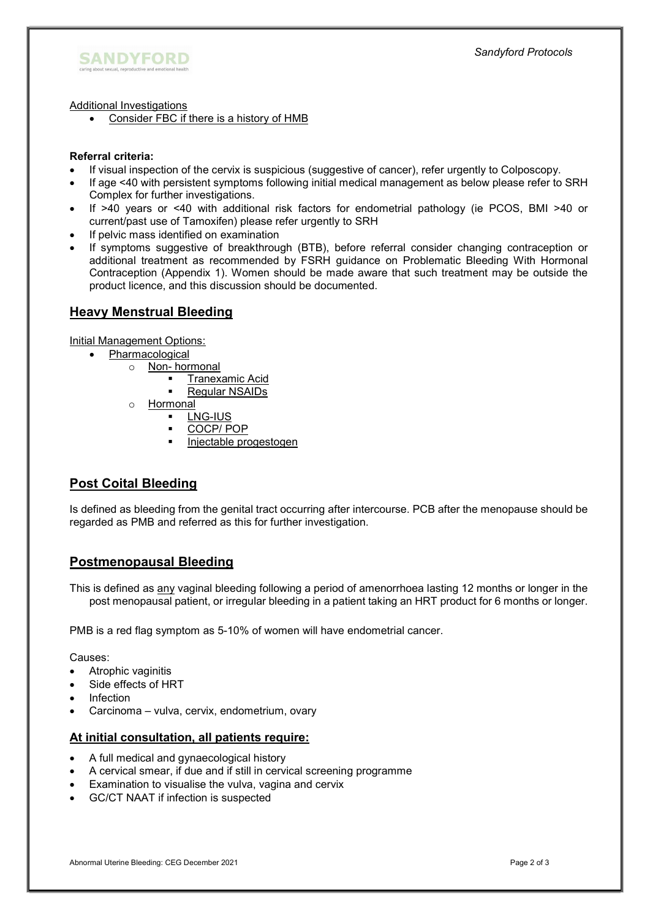Additional Investigations

- Consider FBC if there is a history of HMB

**Referral criteria:**

- If visual inspection of the cervix is suspicious (suggestive of cancer), refer urgently to Colposcopy.
- If age <40 with persistent symptoms following initial medical management as below please refer to SRH Complex for further investigations.
- If >40 years or <40 with additional risk factors for endometrial pathology (ie PCOS, BMI >40 or current/past use of Tamoxifen) please refer urgently to SRH
- If pelvic mass identified on examination
- If symptoms suggestive of breakthrough (BTB), before referral consider changing contraception or additional treatment as recommended by FSRH guidance on Problematic Bleeding With Hormonal Contraception (Appendix 1). Women should be made aware that such treatment may be outside the product licence, and this discussion should be documented.

## Heavy Menstrual Bleeding

Initial Management Options:

- Pharmacological
  - Non- hormonal
    - Tranexamic Acid
    - Regular NSAIDs
  - Hormonal
    - LNG-IUS
    - COCP/ POP
    - Injectable progestogen

## Post Coital Bleeding

Is defined as bleeding from the genital tract occurring after intercourse. PCB after the menopause should be regarded as PMB and referred as this for further investigation.

## Postmenopausal Bleeding

This is defined as any vaginal bleeding following a period of amenorrhoea lasting 12 months or longer in the post menopausal patient, or irregular bleeding in a patient taking an HRT product for 6 months or longer.

PMB is a red flag symptom as 5-10% of women will have endometrial cancer.

Causes:

- Atrophic vaginitis
- Side effects of HRT
- Infection
- Carcinoma – vulva, cervix, endometrium, ovary

### At initial consultation, all patients require:

- A full medical and gynaecological history
- A cervical smear, if due and if still in cervical screening programme
- Examination to visualise the vulva, vagina and cervix
- GC/CT NAAT if infection is suspected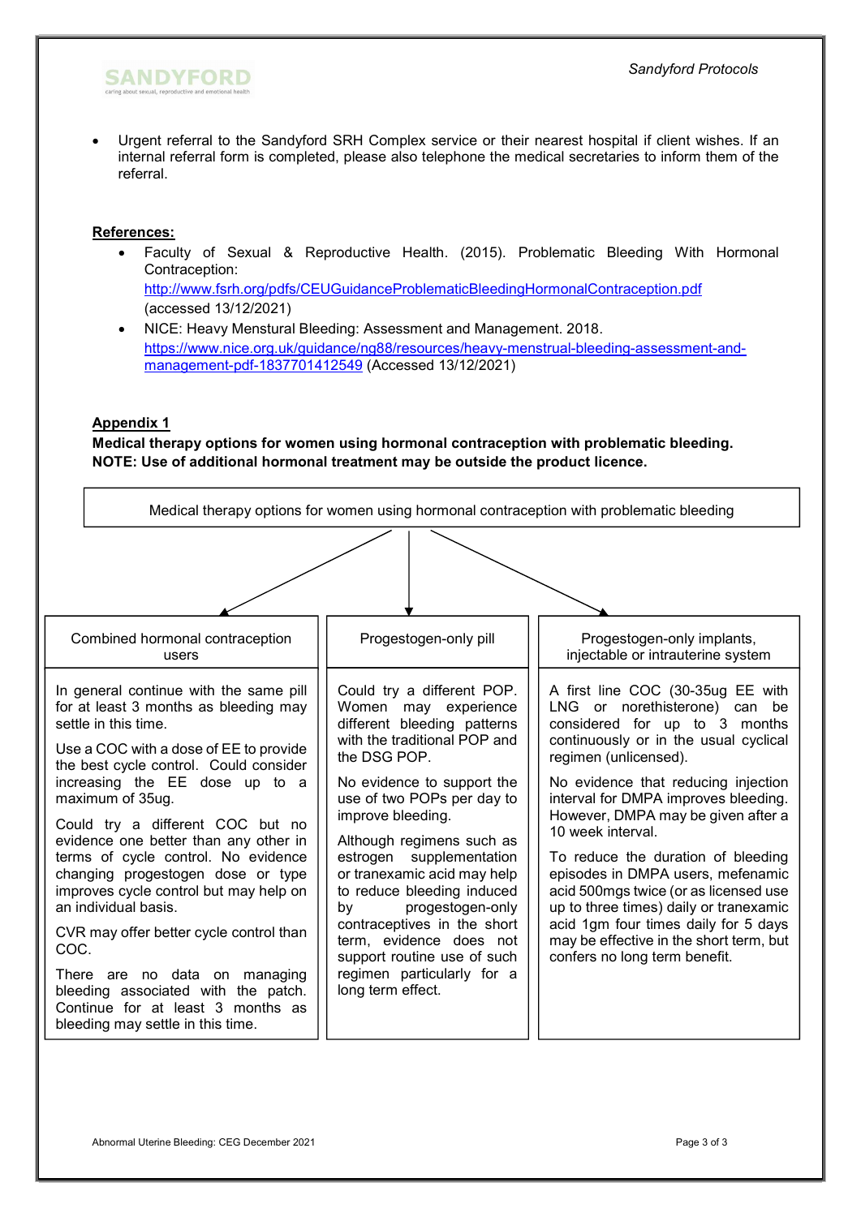- Urgent referral to the Sandyford SRH Complex service or their nearest hospital if client wishes. If an internal referral form is completed, please also telephone the medical secretaries to inform them of the referral.

**References:**

- Faculty of Sexual & Reproductive Health. (2015). Problematic Bleeding With Hormonal Contraception: http://www.fsrh.org/pdfs/CEUGuidanceProblematicBleedingHormonalContraception.pdf (accessed 13/12/2021)
- NICE: Heavy Menstural Bleeding: Assessment and Management. 2018. https://www.nice.org.uk/guidance/ng88/resources/heavy-menstrual-bleeding-assessment-and-management-pdf-1837701412549 (Accessed 13/12/2021)

**Appendix 1**

**Medical therapy options for women using hormonal contraception with problematic bleeding.**
**NOTE: Use of additional hormonal treatment may be outside the product licence.**

Medical therapy options for women using hormonal contraception with problematic bleeding

| Combined hormonal contraception users | Progestogen-only pill | Progestogen-only implants, injectable or intrauterine system |
|---|---|---|
| In general continue with the same pill for at least 3 months as bleeding may settle in this time.<br><br>Use a COC with a dose of EE to provide the best cycle control. Could consider increasing the EE dose up to a maximum of 35ug.<br><br>Could try a different COC but no evidence one better than any other in terms of cycle control. No evidence changing progestogen dose or type improves cycle control but may help on an individual basis.<br><br>CVR may offer better cycle control than COC.<br><br>There are no data on managing bleeding associated with the patch. Continue for at least 3 months as bleeding may settle in this time. | Could try a different POP. Women may experience different bleeding patterns with the traditional POP and the DSG POP.<br><br>No evidence to support the use of two POPs per day to improve bleeding.<br><br>Although regimens such as estrogen supplementation or tranexamic acid may help to reduce bleeding induced by progestogen-only contraceptives in the short term, evidence does not support routine use of such regimen particularly for a long term effect. | A first line COC (30-35ug EE with LNG or norethisterone) can be considered for up to 3 months continuously or in the usual cyclical regimen (unlicensed).<br><br>No evidence that reducing injection interval for DMPA improves bleeding. However, DMPA may be given after a 10 week interval.<br><br>To reduce the duration of bleeding episodes in DMPA users, mefenamic acid 500mgs twice (or as licensed use up to three times) daily or tranexamic acid 1gm four times daily for 5 days may be effective in the short term, but confers no long term benefit. |